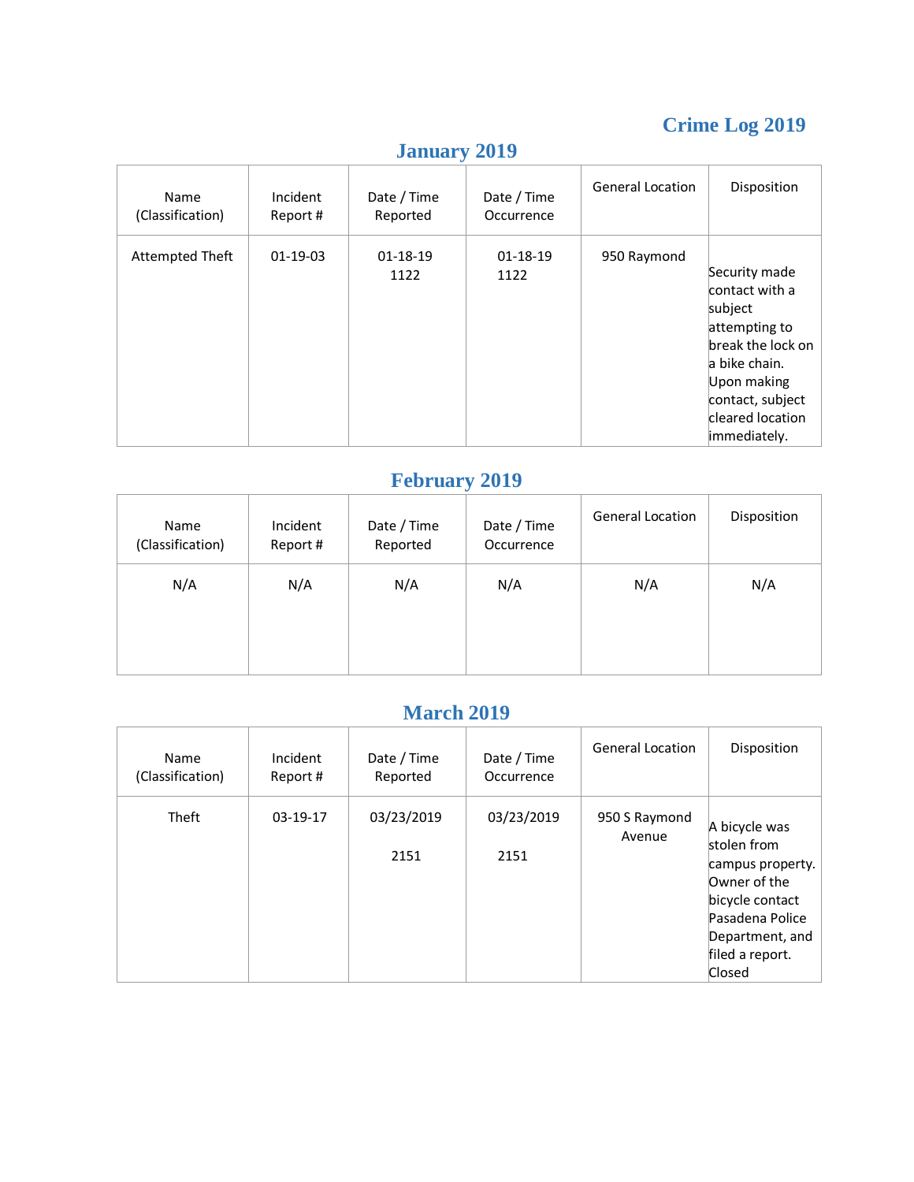# Crime Log 2019

## January 2019

| Name (Classification) | Incident Report # | Date / Time Reported | Date / Time Occurrence | General Location | Disposition |
|---|---|---|---|---|---|
| Attempted Theft | 01-19-03 | 01-18-19  1122 | 01-18-19 1122 | 950 Raymond | Security made contact with a subject attempting to break the lock on a bike chain. Upon making contact, subject cleared location immediately. |

## February 2019

| Name (Classification) | Incident Report # | Date / Time Reported | Date / Time Occurrence | General Location | Disposition |
|---|---|---|---|---|---|
| N/A | N/A | N/A | N/A | N/A | N/A |

## March 2019

| Name (Classification) | Incident Report # | Date / Time Reported | Date / Time Occurrence | General Location | Disposition |
|---|---|---|---|---|---|
| Theft | 03-19-17 | 03/23/2019 2151 | 03/23/2019 2151 | 950 S Raymond Avenue | A bicycle was stolen from campus property. Owner of the bicycle contact Pasadena Police Department, and filed a report. Closed |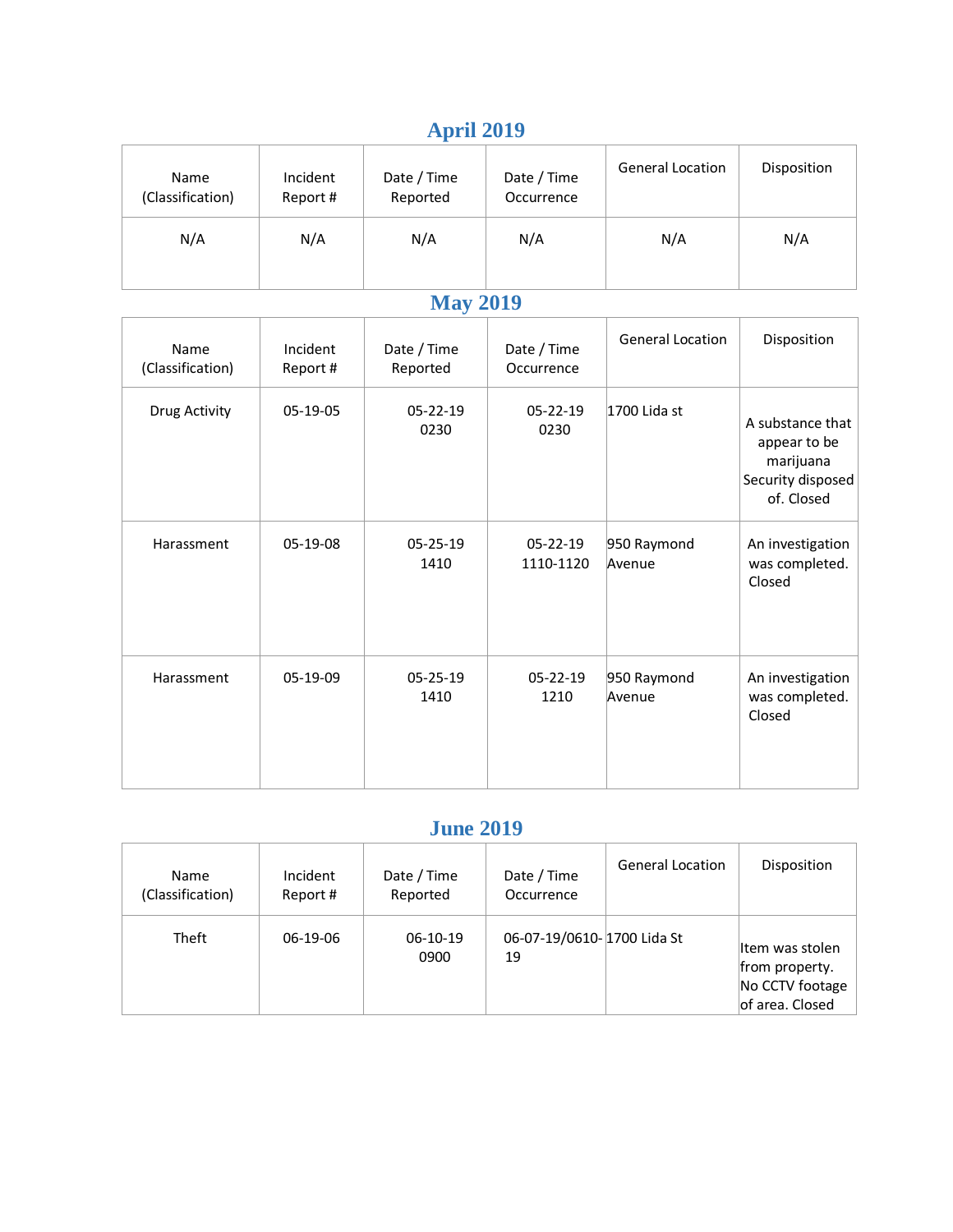## April 2019

| Name (Classification) | Incident Report # | Date / Time Reported | Date / Time Occurrence | General Location | Disposition |
| --- | --- | --- | --- | --- | --- |
| N/A | N/A | N/A | N/A | N/A | N/A |

## May 2019

| Name (Classification) | Incident Report # | Date / Time Reported | Date / Time Occurrence | General Location | Disposition |
| --- | --- | --- | --- | --- | --- |
| Drug Activity | 05-19-05 | 05-22-19 0230 | 05-22-19 0230 | 1700 Lida st | A substance that appear to be marijuana Security disposed of. Closed |
| Harassment | 05-19-08 | 05-25-19 1410 | 05-22-19 1110-1120 | 950 Raymond Avenue | An investigation was completed. Closed |
| Harassment | 05-19-09 | 05-25-19 1410 | 05-22-19 1210 | 950 Raymond Avenue | An investigation was completed. Closed |

## June 2019

| Name (Classification) | Incident Report # | Date / Time Reported | Date / Time Occurrence | General Location | Disposition |
| --- | --- | --- | --- | --- | --- |
| Theft | 06-19-06 | 06-10-19 0900 | 06-07-19/0610-19 | 1700 Lida St | Item was stolen from property. No CCTV footage of area. Closed |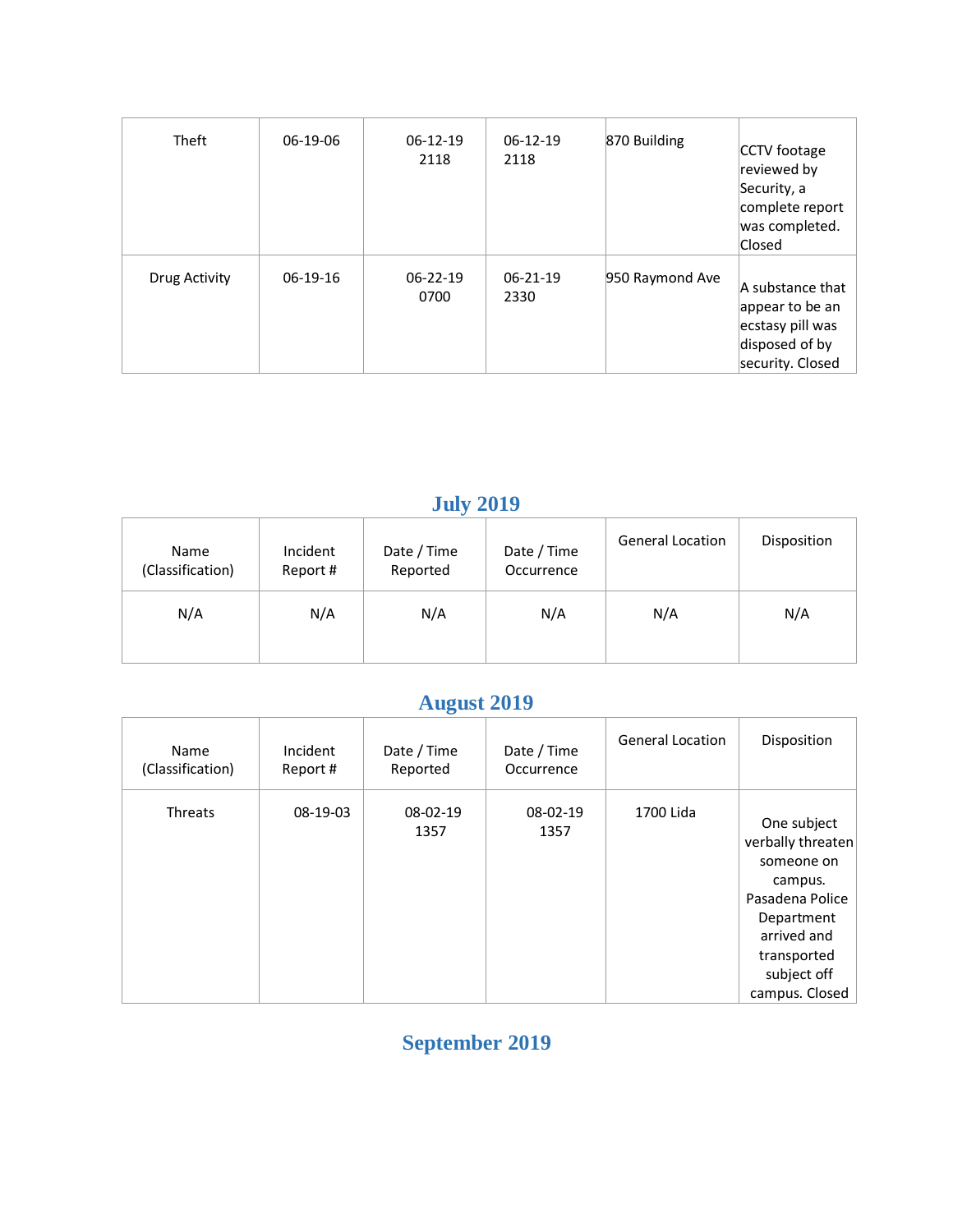| Name (Classification) | Incident Report # | Date / Time Reported | Date / Time Occurrence | General Location | Disposition |
|---|---|---|---|---|---|
| Theft | 06-19-06 | 06-12-19 2118 | 06-12-19 2118 | 870 Building | CCTV footage reviewed by Security, a complete report was completed. Closed |
| Drug Activity | 06-19-16 | 06-22-19 0700 | 06-21-19 2330 | 950 Raymond Ave | A substance that appear to be an ecstasy pill was disposed of by security. Closed |

## July 2019

| Name (Classification) | Incident Report # | Date / Time Reported | Date / Time Occurrence | General Location | Disposition |
|---|---|---|---|---|---|
| N/A | N/A | N/A | N/A | N/A | N/A |

## August 2019

| Name (Classification) | Incident Report # | Date / Time Reported | Date / Time Occurrence | General Location | Disposition |
|---|---|---|---|---|---|
| Threats | 08-19-03 | 08-02-19 1357 | 08-02-19 1357 | 1700 Lida | One subject verbally threaten someone on campus. Pasadena Police Department arrived and transported subject off campus. Closed |

## September 2019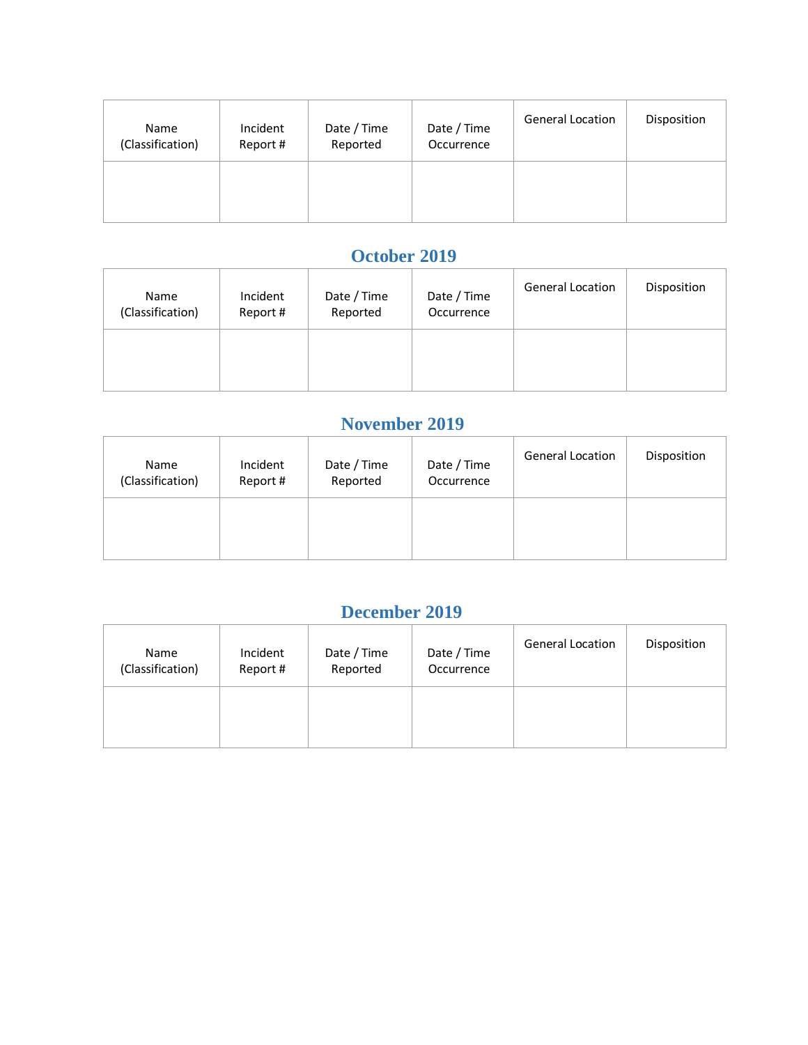| Name (Classification) | Incident Report # | Date / Time Reported | Date / Time Occurrence | General Location | Disposition |
|---|---|---|---|---|---|
| | | | | | |

## October 2019

| Name (Classification) | Incident Report # | Date / Time Reported | Date / Time Occurrence | General Location | Disposition |
|---|---|---|---|---|---|
| | | | | | |

## November 2019

| Name (Classification) | Incident Report # | Date / Time Reported | Date / Time Occurrence | General Location | Disposition |
|---|---|---|---|---|---|
| | | | | | |

## December 2019

| Name (Classification) | Incident Report # | Date / Time Reported | Date / Time Occurrence | General Location | Disposition |
|---|---|---|---|---|---|
| | | | | | |